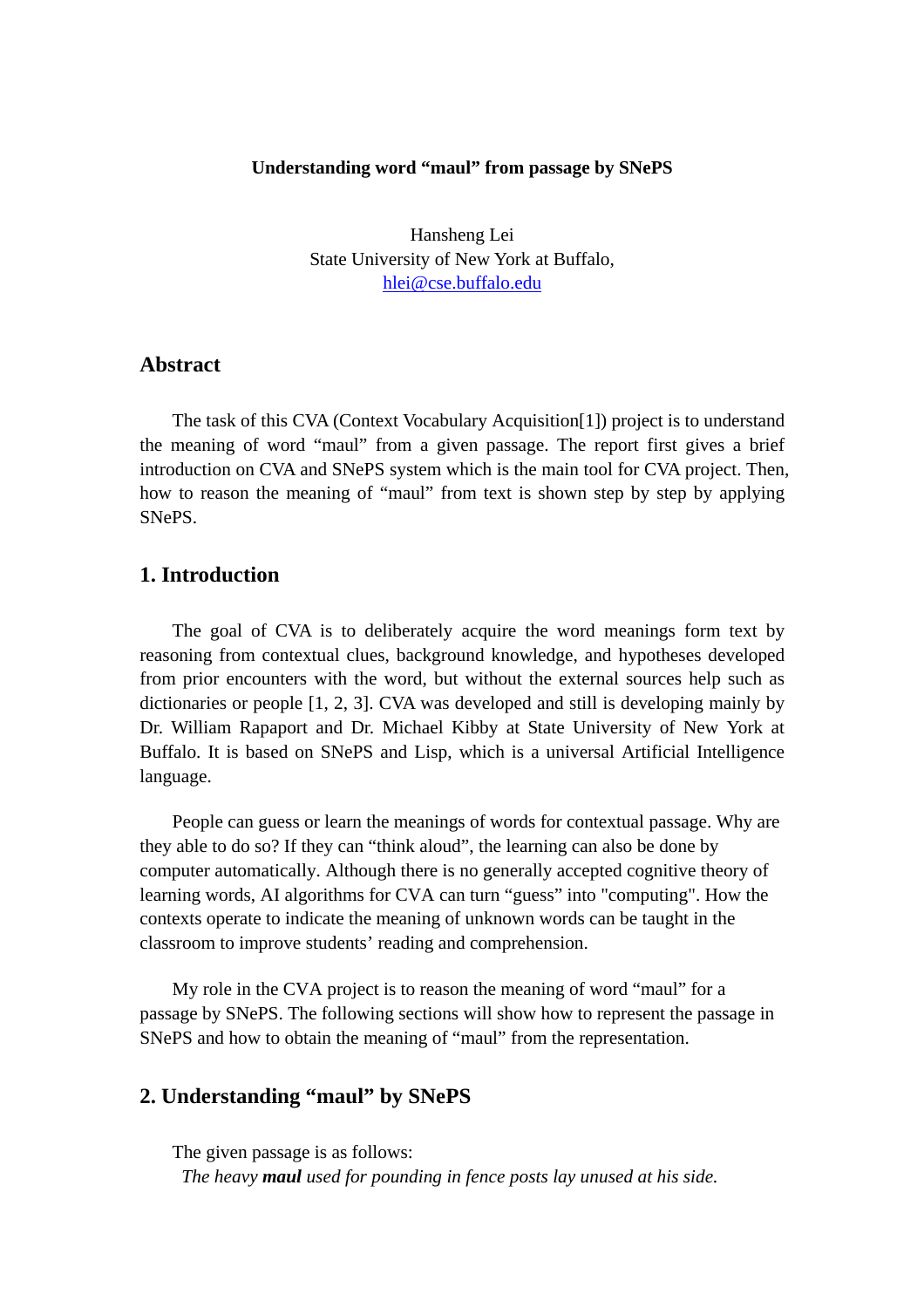**Understanding word "maul" from passage by SNePS**

Hansheng Lei
State University of New York at Buffalo,
hlei@cse.buffalo.edu

## Abstract

The task of this CVA (Context Vocabulary Acquisition[1]) project is to understand the meaning of word "maul" from a given passage. The report first gives a brief introduction on CVA and SNePS system which is the main tool for CVA project. Then, how to reason the meaning of "maul" from text is shown step by step by applying SNePS.

## 1. Introduction

The goal of CVA is to deliberately acquire the word meanings form text by reasoning from contextual clues, background knowledge, and hypotheses developed from prior encounters with the word, but without the external sources help such as dictionaries or people [1, 2, 3]. CVA was developed and still is developing mainly by Dr. William Rapaport and Dr. Michael Kibby at State University of New York at Buffalo. It is based on SNePS and Lisp, which is a universal Artificial Intelligence language.

People can guess or learn the meanings of words for contextual passage. Why are they able to do so? If they can "think aloud", the learning can also be done by computer automatically. Although there is no generally accepted cognitive theory of learning words, AI algorithms for CVA can turn "guess" into "computing". How the contexts operate to indicate the meaning of unknown words can be taught in the classroom to improve students' reading and comprehension.

My role in the CVA project is to reason the meaning of word "maul" for a passage by SNePS. The following sections will show how to represent the passage in SNePS and how to obtain the meaning of "maul" from the representation.

## 2. Understanding "maul" by SNePS

The given passage is as follows:

*The heavy **maul** used for pounding in fence posts lay unused at his side.*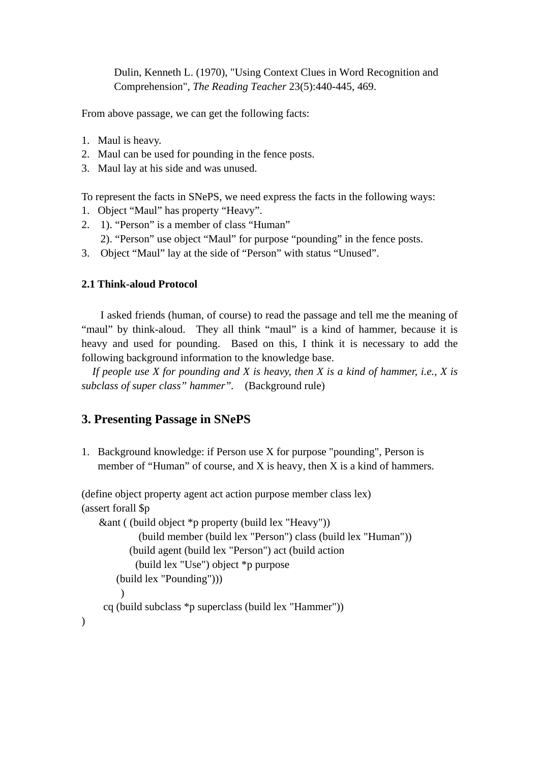Dulin, Kenneth L. (1970), "Using Context Clues in Word Recognition and Comprehension", *The Reading Teacher* 23(5):440-445, 469.

From above passage, we can get the following facts:

1. Maul is heavy.
2. Maul can be used for pounding in the fence posts.
3. Maul lay at his side and was unused.

To represent the facts in SNePS, we need express the facts in the following ways:

1. Object “Maul” has property “Heavy”.
2. 1). “Person” is a member of class “Human”
   2). “Person” use object “Maul” for purpose “pounding” in the fence posts.
3. Object “Maul” lay at the side of “Person” with status “Unused”.

### 2.1 Think-aloud Protocol

I asked friends (human, of course) to read the passage and tell me the meaning of “maul” by think-aloud. They all think “maul” is a kind of hammer, because it is heavy and used for pounding. Based on this, I think it is necessary to add the following background information to the knowledge base.

*If people use X for pounding and X is heavy, then X is a kind of hammer, i.e., X is subclass of super class” hammer”.* (Background rule)

## 3. Presenting Passage in SNePS

1. Background knowledge: if Person use X for purpose "pounding", Person is member of “Human” of course, and X is heavy, then X is a kind of hammers.

```
(define object property agent act action purpose member class lex)
(assert forall $p
     &ant ( (build object *p property (build lex "Heavy"))
                  (build member (build lex "Person") class (build lex "Human"))
               (build agent (build lex "Person") act (build action
                  (build lex "Use") object *p purpose
           (build lex "Pounding")))
             )
      cq (build subclass *p superclass (build lex "Hammer"))
)
```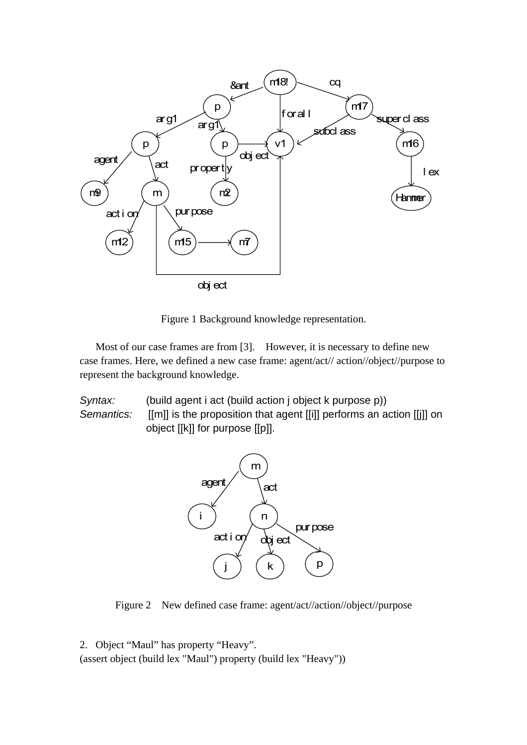Figure 1 Background knowledge representation.

Most of our case frames are from [3]. However, it is necessary to define new case frames. Here, we defined a new case frame: agent/act// action//object//purpose to represent the background knowledge.

*Syntax:* (build agent i act (build action j object k purpose p))
*Semantics:* [[m]] is the proposition that agent [[i]] performs an action [[j]] on object [[k]] for purpose [[p]].

Figure 2 New defined case frame: agent/act//action//object//purpose

2. Object "Maul" has property "Heavy".
(assert object (build lex "Maul") property (build lex "Heavy"))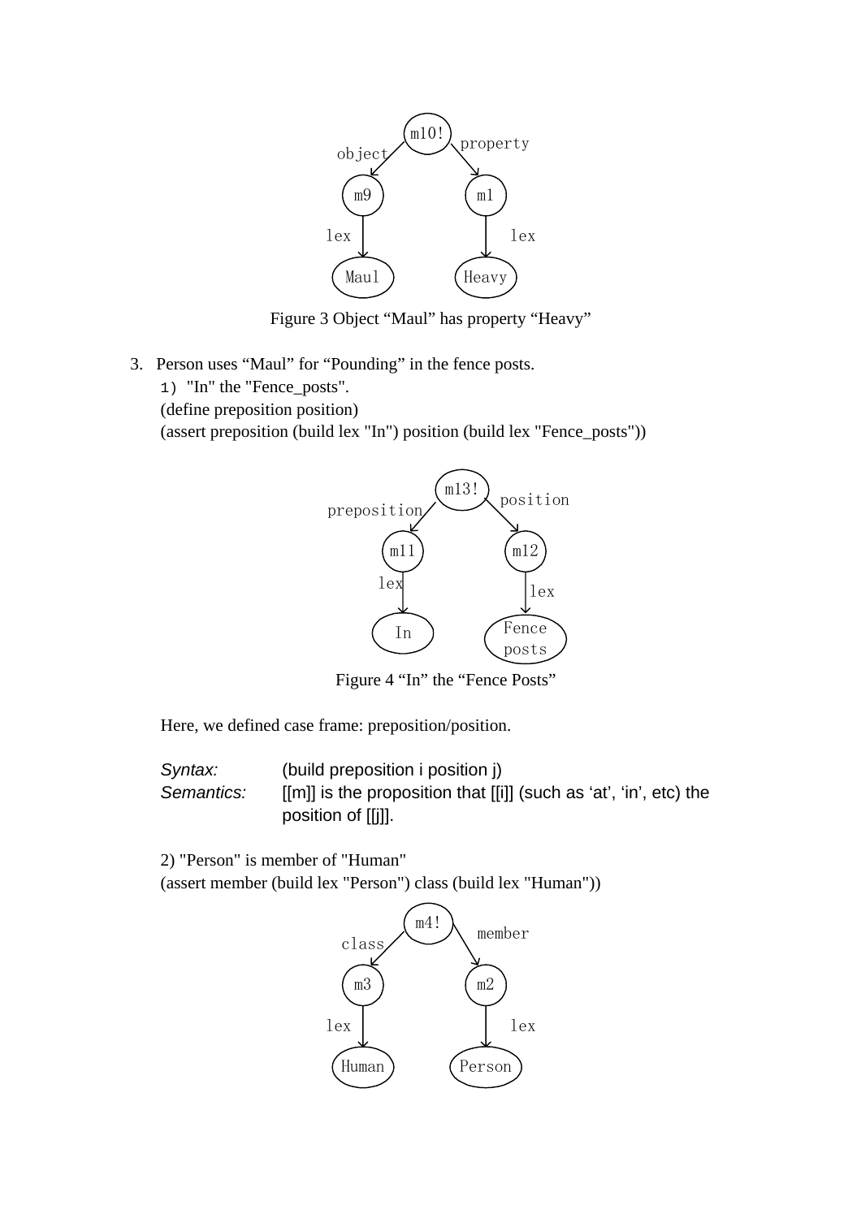Figure 3 Object “Maul” has property “Heavy”

3. Person uses “Maul” for “Pounding” in the fence posts.

   1) "In" the "Fence_posts".

   (define preposition position)

   (assert preposition (build lex "In") position (build lex "Fence_posts"))

Figure 4 “In” the “Fence Posts”

Here, we defined case frame: preposition/position.

*Syntax:* (build preposition i position j)

*Semantics:* [[m]] is the proposition that [[i]] (such as ‘at’, ‘in’, etc) the position of [[j]].

2) "Person" is member of "Human"

(assert member (build lex "Person") class (build lex "Human"))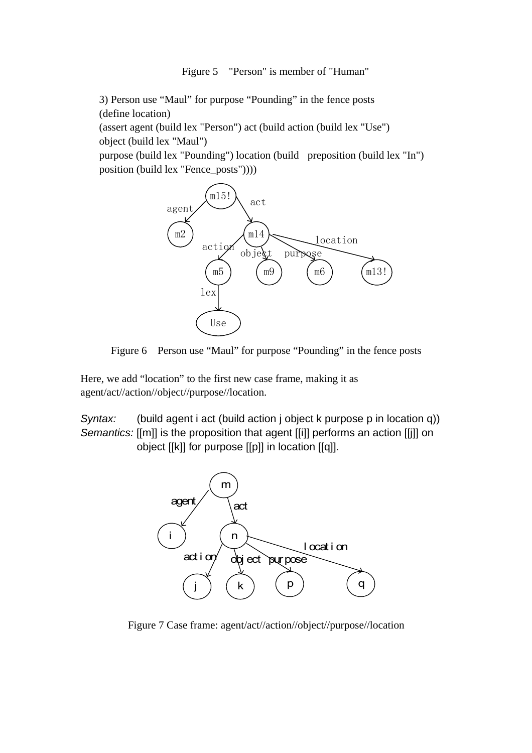Figure 5 "Person" is member of "Human"

3) Person use “Maul” for purpose “Pounding” in the fence posts
(define location)
(assert agent (build lex "Person") act (build action (build lex "Use")
object (build lex "Maul")
purpose (build lex "Pounding") location (build preposition (build lex "In")
position (build lex "Fence_posts"))))

Figure 6 Person use “Maul” for purpose “Pounding” in the fence posts

Here, we add “location” to the first new case frame, making it as agent/act//action//object//purpose//location.

*Syntax:* (build agent i act (build action j object k purpose p in location q))
*Semantics:* [[m]] is the proposition that agent [[i]] performs an action [[j]] on object [[k]] for purpose [[p]] in location [[q]].

Figure 7 Case frame: agent/act//action//object//purpose//location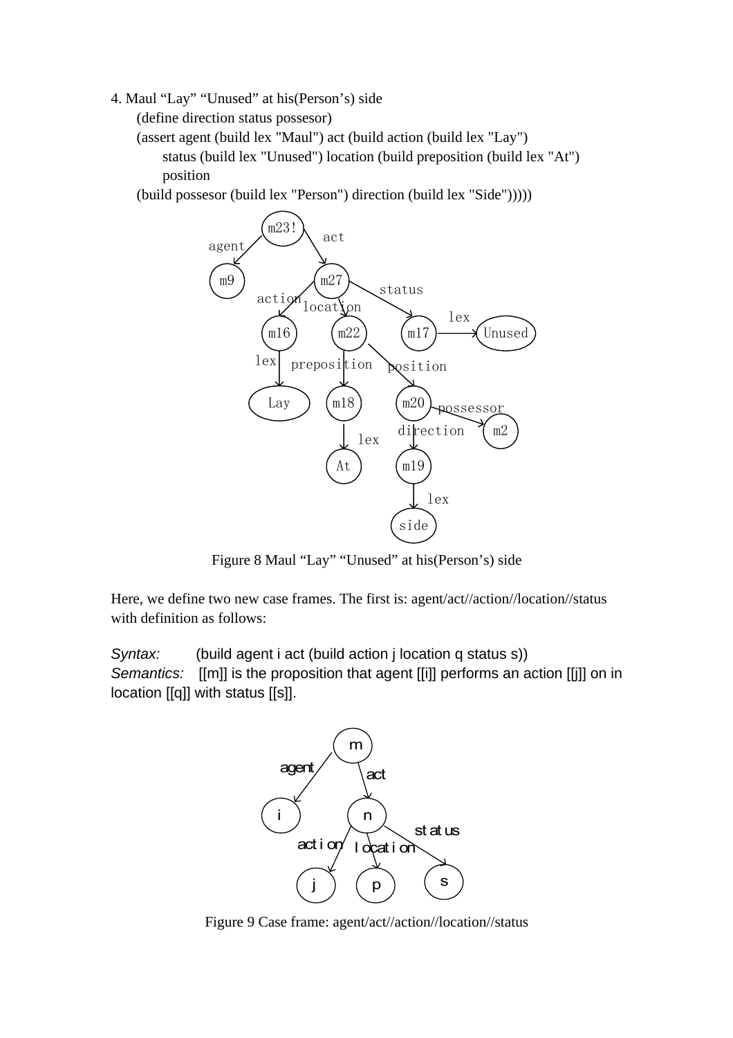4. Maul “Lay” “Unused” at his(Person’s) side

```
(define direction status possesor)
(assert agent (build lex "Maul") act (build action (build lex "Lay")
    status (build lex "Unused") location (build preposition (build lex "At")
    position
(build possesor (build lex "Person") direction (build lex "Side")))))
```

Figure 8 Maul “Lay” “Unused” at his(Person’s) side

Here, we define two new case frames. The first is: agent/act//action//location//status with definition as follows:

*Syntax:* (build agent i act (build action j location q status s))
*Semantics:* [[m]] is the proposition that agent [[i]] performs an action [[j]] on in location [[q]] with status [[s]].

Figure 9 Case frame: agent/act//action//location//status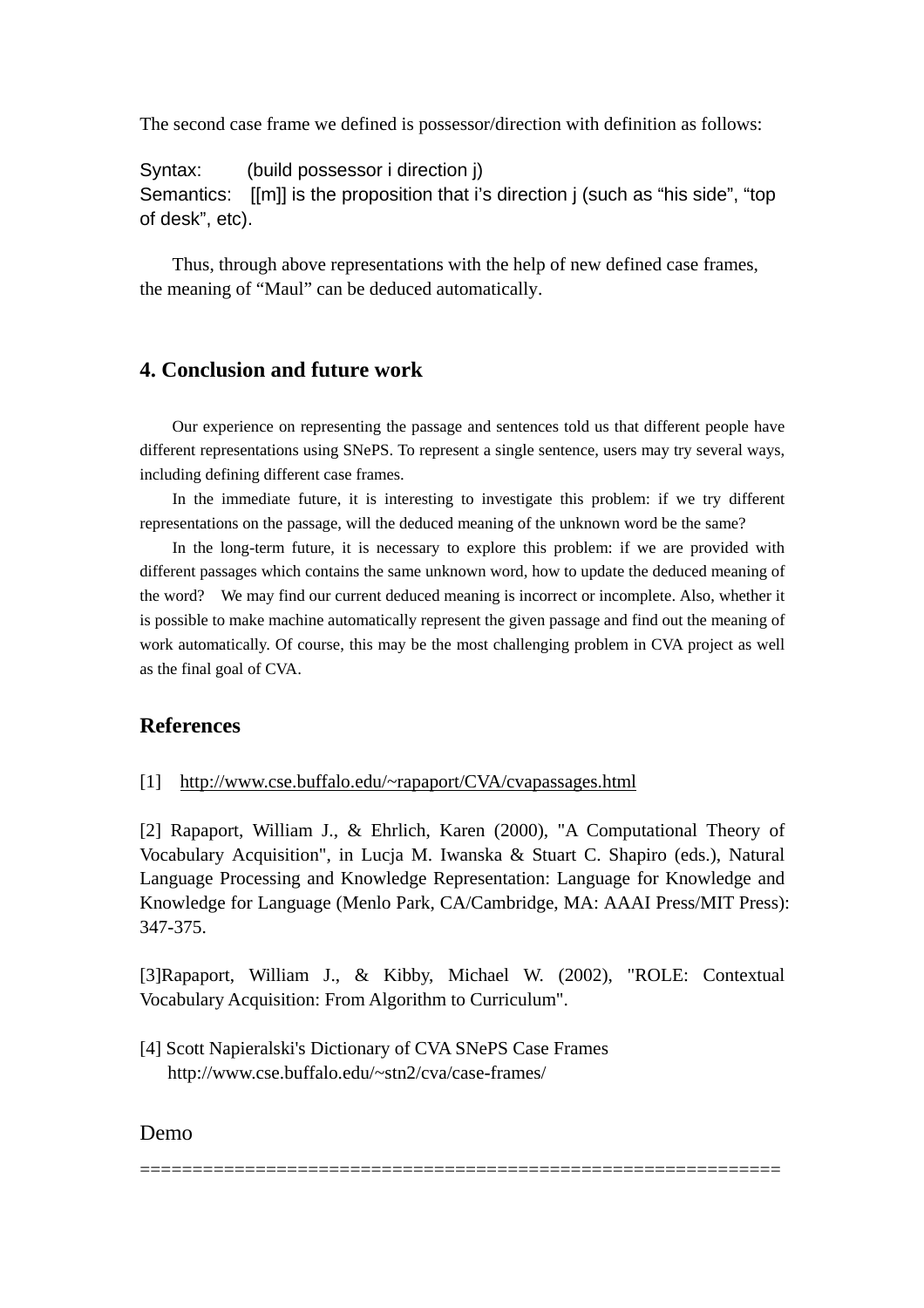The second case frame we defined is possessor/direction with definition as follows:

Syntax: (build possessor i direction j)
Semantics: [[m]] is the proposition that i's direction j (such as "his side", "top of desk", etc).

Thus, through above representations with the help of new defined case frames, the meaning of "Maul" can be deduced automatically.

## 4. Conclusion and future work

Our experience on representing the passage and sentences told us that different people have different representations using SNePS. To represent a single sentence, users may try several ways, including defining different case frames.

In the immediate future, it is interesting to investigate this problem: if we try different representations on the passage, will the deduced meaning of the unknown word be the same?

In the long-term future, it is necessary to explore this problem: if we are provided with different passages which contains the same unknown word, how to update the deduced meaning of the word? We may find our current deduced meaning is incorrect or incomplete. Also, whether it is possible to make machine automatically represent the given passage and find out the meaning of work automatically. Of course, this may be the most challenging problem in CVA project as well as the final goal of CVA.

## References

[1] http://www.cse.buffalo.edu/~rapaport/CVA/cvapassages.html

[2] Rapaport, William J., & Ehrlich, Karen (2000), "A Computational Theory of Vocabulary Acquisition", in Lucja M. Iwanska & Stuart C. Shapiro (eds.), Natural Language Processing and Knowledge Representation: Language for Knowledge and Knowledge for Language (Menlo Park, CA/Cambridge, MA: AAAI Press/MIT Press): 347-375.

[3]Rapaport, William J., & Kibby, Michael W. (2002), "ROLE: Contextual Vocabulary Acquisition: From Algorithm to Curriculum".

[4] Scott Napieralski's Dictionary of CVA SNePS Case Frames
http://www.cse.buffalo.edu/~stn2/cva/case-frames/

## Demo

==============================================================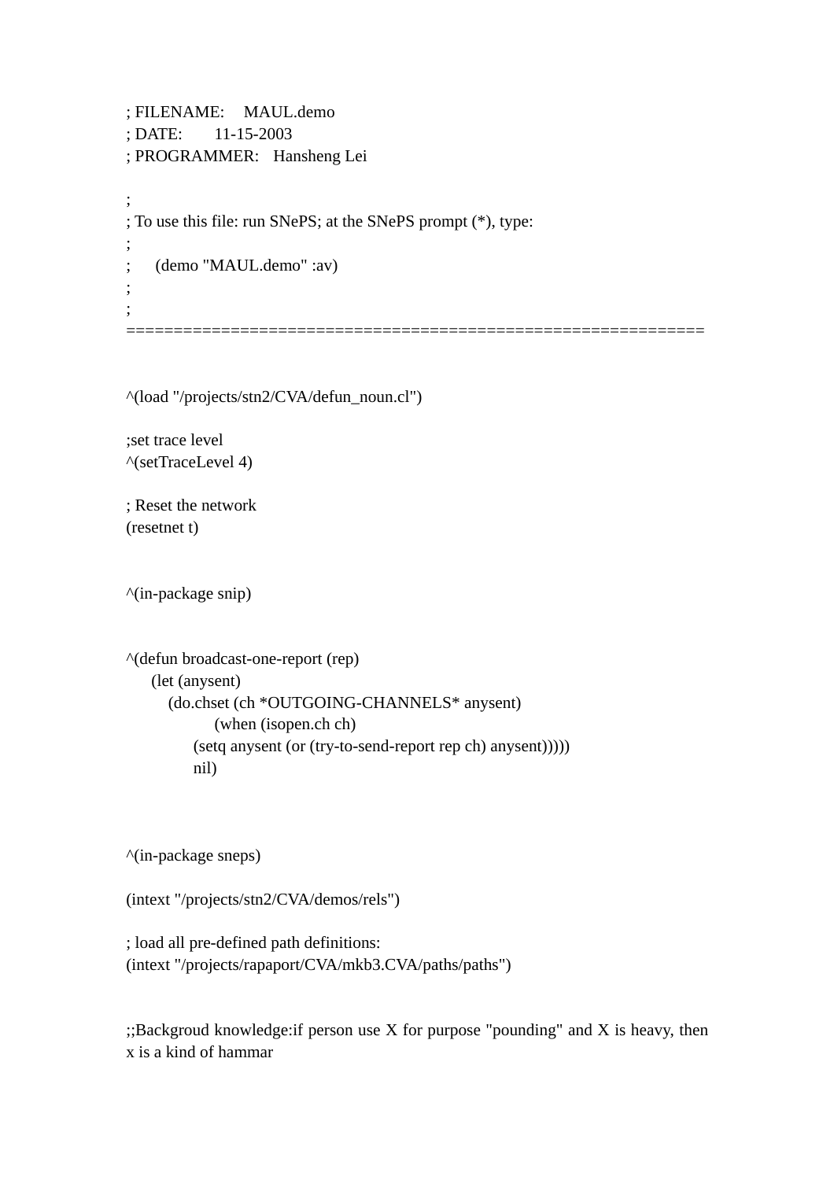```
; FILENAME:    MAUL.demo
; DATE:       11-15-2003
; PROGRAMMER:   Hansheng Lei

;
; To use this file: run SNePS; at the SNePS prompt (*), type:
;
;      (demo "MAUL.demo" :av)
;
;
=============================================================


^(load "/projects/stn2/CVA/defun_noun.cl")

;set trace level
^(setTraceLevel 4)

; Reset the network
(resetnet t)


^(in-package snip)


^(defun broadcast-one-report (rep)
     (let (anysent)
        (do.chset (ch *OUTGOING-CHANNELS* anysent)
                (when (isopen.ch ch)
             (setq anysent (or (try-to-send-report rep ch) anysent)))))
             nil)



^(in-package sneps)

(intext "/projects/stn2/CVA/demos/rels")

; load all pre-defined path definitions:
(intext "/projects/rapaport/CVA/mkb3.CVA/paths/paths")


;;Backgroud knowledge:if person use X for purpose "pounding" and X is heavy, then
x is a kind of hammar
```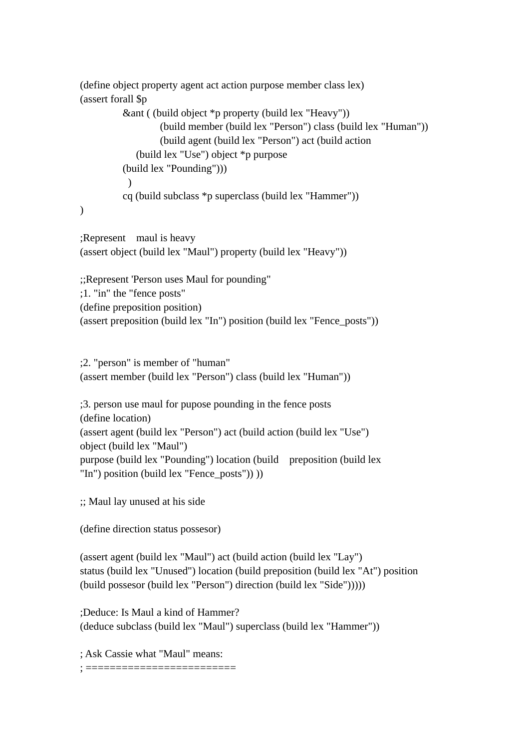```
(define object property agent act action purpose member class lex)
(assert forall $p
            &ant ( (build object *p property (build lex "Heavy"))
                   (build member (build lex "Person") class (build lex "Human"))
                   (build agent (build lex "Person") act (build action
               (build lex "Use") object *p purpose
            (build lex "Pounding")))
             )
            cq (build subclass *p superclass (build lex "Hammer"))
)

;Represent    maul is heavy
(assert object (build lex "Maul") property (build lex "Heavy"))

;;Represent 'Person uses Maul for pounding"
;1. "in" the "fence posts"
(define preposition position)
(assert preposition (build lex "In") position (build lex "Fence_posts"))


;2. "person" is member of "human"
(assert member (build lex "Person") class (build lex "Human"))

;3. person use maul for pupose pounding in the fence posts
(define location)
(assert agent (build lex "Person") act (build action (build lex "Use")
object (build lex "Maul")
purpose (build lex "Pounding") location (build    preposition (build lex
"In") position (build lex "Fence_posts")) ))

;; Maul lay unused at his side

(define direction status possesor)

(assert agent (build lex "Maul") act (build action (build lex "Lay")
status (build lex "Unused") location (build preposition (build lex "At") position
(build possesor (build lex "Person") direction (build lex "Side")))))

;Deduce: Is Maul a kind of Hammer?
(deduce subclass (build lex "Maul") superclass (build lex "Hammer"))

; Ask Cassie what "Maul" means:
; =========================
```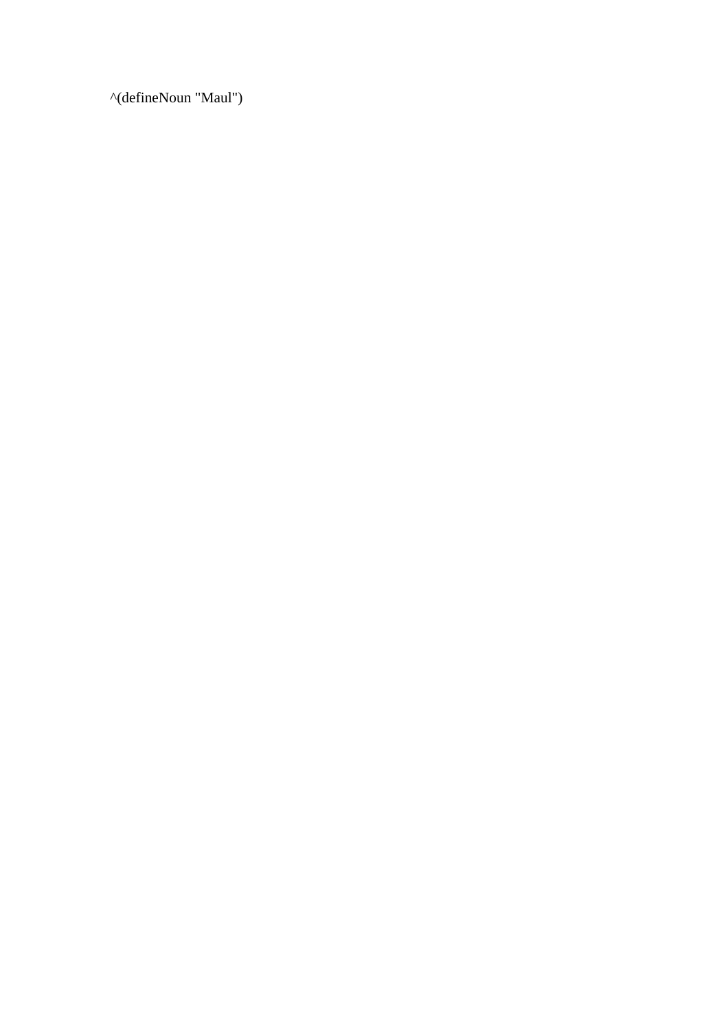^(defineNoun "Maul")